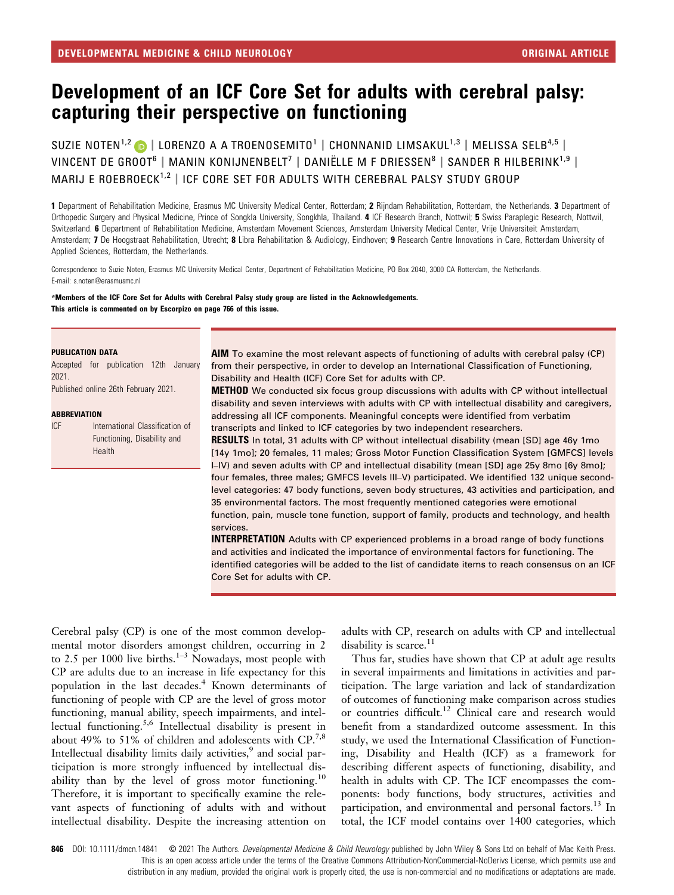# Development of an ICF Core Set for adults with cerebral palsy: capturing their perspective on functioning

SUZIE NOTEN[1,2] | LORENZO A A TROENOSEMITO[1] | CHONNANID LIMSAKUL[1,3] | MELISSA SELB[4,5] | VINCENT DE GROOT[6] | MANIN KONIJNENBELT[7] | DANIËLLE M F DRIESSEN[8] | SANDER R HILBERINK[1,9] | MARIJ E ROEBROECK[1,2] | ICF CORE SET FOR ADULTS WITH CEREBRAL PALSY STUDY GROUP

**1** Department of Rehabilitation Medicine, Erasmus MC University Medical Center, Rotterdam; **2** Rijndam Rehabilitation, Rotterdam, the Netherlands. **3** Department of Orthopedic Surgery and Physical Medicine, Prince of Songkla University, Songkhla, Thailand. **4** ICF Research Branch, Nottwil; **5** Swiss Paraplegic Research, Nottwil, Switzerland. **6** Department of Rehabilitation Medicine, Amsterdam Movement Sciences, Amsterdam University Medical Center, Vrije Universiteit Amsterdam, Amsterdam; **7** De Hoogstraat Rehabilitation, Utrecht; **8** Libra Rehabilitation & Audiology, Eindhoven; **9** Research Centre Innovations in Care, Rotterdam University of Applied Sciences, Rotterdam, the Netherlands.

Correspondence to Suzie Noten, Erasmus MC University Medical Center, Department of Rehabilitation Medicine, PO Box 2040, 3000 CA Rotterdam, the Netherlands.
E-mail: s.noten@erasmusmc.nl

**\*Members of the ICF Core Set for Adults with Cerebral Palsy study group are listed in the Acknowledgements.**
**This article is commented on by Escorpizo on page 766 of this issue.**

**PUBLICATION DATA**

Accepted for publication 12th January 2021.
Published online 26th February 2021.

**ABBREVIATION**

ICF International Classification of Functioning, Disability and Health

**AIM** To examine the most relevant aspects of functioning of adults with cerebral palsy (CP) from their perspective, in order to develop an International Classification of Functioning, Disability and Health (ICF) Core Set for adults with CP.

**METHOD** We conducted six focus group discussions with adults with CP without intellectual disability and seven interviews with adults with CP with intellectual disability and caregivers, addressing all ICF components. Meaningful concepts were identified from verbatim transcripts and linked to ICF categories by two independent researchers.

**RESULTS** In total, 31 adults with CP without intellectual disability (mean [SD] age 46y 1mo [14y 1mo]; 20 females, 11 males; Gross Motor Function Classification System [GMFCS] levels I–IV) and seven adults with CP and intellectual disability (mean [SD] age 25y 8mo [6y 8mo]; four females, three males; GMFCS levels III–V) participated. We identified 132 unique second-level categories: 47 body functions, seven body structures, 43 activities and participation, and 35 environmental factors. The most frequently mentioned categories were emotional function, pain, muscle tone function, support of family, products and technology, and health services.

**INTERPRETATION** Adults with CP experienced problems in a broad range of body functions and activities and indicated the importance of environmental factors for functioning. The identified categories will be added to the list of candidate items to reach consensus on an ICF Core Set for adults with CP.

Cerebral palsy (CP) is one of the most common developmental motor disorders amongst children, occurring in 2 to 2.5 per 1000 live births.[1–3] Nowadays, most people with CP are adults due to an increase in life expectancy for this population in the last decades.[4] Known determinants of functioning of people with CP are the level of gross motor functioning, manual ability, speech impairments, and intellectual functioning.[5,6] Intellectual disability is present in about 49% to 51% of children and adolescents with CP.[7,8] Intellectual disability limits daily activities,[9] and social participation is more strongly influenced by intellectual disability than by the level of gross motor functioning.[10] Therefore, it is important to specifically examine the relevant aspects of functioning of adults with and without intellectual disability. Despite the increasing attention on adults with CP, research on adults with CP and intellectual disability is scarce.[11]

Thus far, studies have shown that CP at adult age results in several impairments and limitations in activities and participation. The large variation and lack of standardization of outcomes of functioning make comparison across studies or countries difficult.[12] Clinical care and research would benefit from a standardized outcome assessment. In this study, we used the International Classification of Functioning, Disability and Health (ICF) as a framework for describing different aspects of functioning, disability, and health in adults with CP. The ICF encompasses the components: body functions, body structures, activities and participation, and environmental and personal factors.[13] In total, the ICF model contains over 1400 categories, which

DOI: 10.1111/dmcn.14841 © 2021 The Authors. *Developmental Medicine & Child Neurology* published by John Wiley & Sons Ltd on behalf of Mac Keith Press.
This is an open access article under the terms of the Creative Commons Attribution-NonCommercial-NoDerivs License, which permits use and distribution in any medium, provided the original work is properly cited, the use is non-commercial and no modifications or adaptations are made.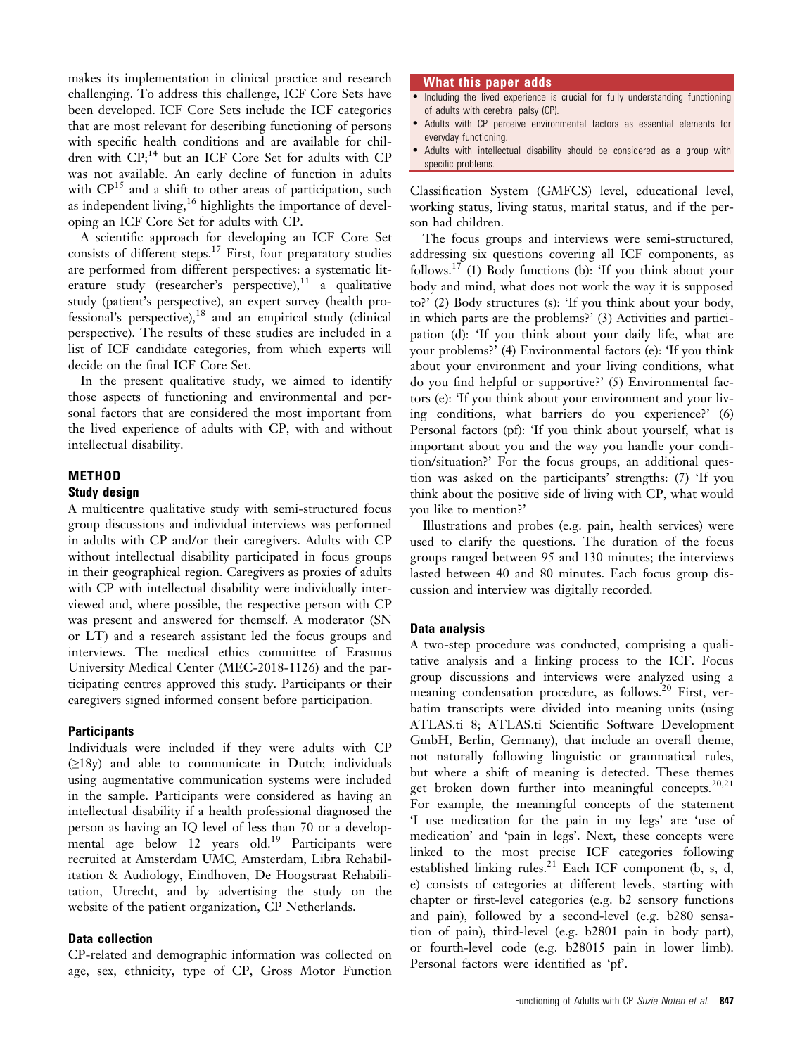makes its implementation in clinical practice and research challenging. To address this challenge, ICF Core Sets have been developed. ICF Core Sets include the ICF categories that are most relevant for describing functioning of persons with specific health conditions and are available for children with CP;[14] but an ICF Core Set for adults with CP was not available. An early decline of function in adults with CP[15] and a shift to other areas of participation, such as independent living,[16] highlights the importance of developing an ICF Core Set for adults with CP.

A scientific approach for developing an ICF Core Set consists of different steps.[17] First, four preparatory studies are performed from different perspectives: a systematic literature study (researcher's perspective),[11] a qualitative study (patient's perspective), an expert survey (health professional's perspective),[18] and an empirical study (clinical perspective). The results of these studies are included in a list of ICF candidate categories, from which experts will decide on the final ICF Core Set.

In the present qualitative study, we aimed to identify those aspects of functioning and environmental and personal factors that are considered the most important from the lived experience of adults with CP, with and without intellectual disability.

**What this paper adds**

- Including the lived experience is crucial for fully understanding functioning of adults with cerebral palsy (CP).
- Adults with CP perceive environmental factors as essential elements for everyday functioning.
- Adults with intellectual disability should be considered as a group with specific problems.

## METHOD

### Study design

A multicentre qualitative study with semi-structured focus group discussions and individual interviews was performed in adults with CP and/or their caregivers. Adults with CP without intellectual disability participated in focus groups in their geographical region. Caregivers as proxies of adults with CP with intellectual disability were individually interviewed and, where possible, the respective person with CP was present and answered for themself. A moderator (SN or LT) and a research assistant led the focus groups and interviews. The medical ethics committee of Erasmus University Medical Center (MEC-2018-1126) and the participating centres approved this study. Participants or their caregivers signed informed consent before participation.

### Participants

Individuals were included if they were adults with CP (≥18y) and able to communicate in Dutch; individuals using augmentative communication systems were included in the sample. Participants were considered as having an intellectual disability if a health professional diagnosed the person as having an IQ level of less than 70 or a developmental age below 12 years old.[19] Participants were recruited at Amsterdam UMC, Amsterdam, Libra Rehabilitation & Audiology, Eindhoven, De Hoogstraat Rehabilitation, Utrecht, and by advertising the study on the website of the patient organization, CP Netherlands.

### Data collection

CP-related and demographic information was collected on age, sex, ethnicity, type of CP, Gross Motor Function Classification System (GMFCS) level, educational level, working status, living status, marital status, and if the person had children.

The focus groups and interviews were semi-structured, addressing six questions covering all ICF components, as follows.[17] (1) Body functions (b): 'If you think about your body and mind, what does not work the way it is supposed to?' (2) Body structures (s): 'If you think about your body, in which parts are the problems?' (3) Activities and participation (d): 'If you think about your daily life, what are your problems?' (4) Environmental factors (e): 'If you think about your environment and your living conditions, what do you find helpful or supportive?' (5) Environmental factors (e): 'If you think about your environment and your living conditions, what barriers do you experience?' (6) Personal factors (pf): 'If you think about yourself, what is important about you and the way you handle your condition/situation?' For the focus groups, an additional question was asked on the participants' strengths: (7) 'If you think about the positive side of living with CP, what would you like to mention?'

Illustrations and probes (e.g. pain, health services) were used to clarify the questions. The duration of the focus groups ranged between 95 and 130 minutes; the interviews lasted between 40 and 80 minutes. Each focus group discussion and interview was digitally recorded.

### Data analysis

A two-step procedure was conducted, comprising a qualitative analysis and a linking process to the ICF. Focus group discussions and interviews were analyzed using a meaning condensation procedure, as follows.[20] First, verbatim transcripts were divided into meaning units (using ATLAS.ti 8; ATLAS.ti Scientific Software Development GmbH, Berlin, Germany), that include an overall theme, not naturally following linguistic or grammatical rules, but where a shift of meaning is detected. These themes get broken down further into meaningful concepts.[20,21] For example, the meaningful concepts of the statement 'I use medication for the pain in my legs' are 'use of medication' and 'pain in legs'. Next, these concepts were linked to the most precise ICF categories following established linking rules.[21] Each ICF component (b, s, d, e) consists of categories at different levels, starting with chapter or first-level categories (e.g. b2 sensory functions and pain), followed by a second-level (e.g. b280 sensation of pain), third-level (e.g. b2801 pain in body part), or fourth-level code (e.g. b28015 pain in lower limb). Personal factors were identified as 'pf'.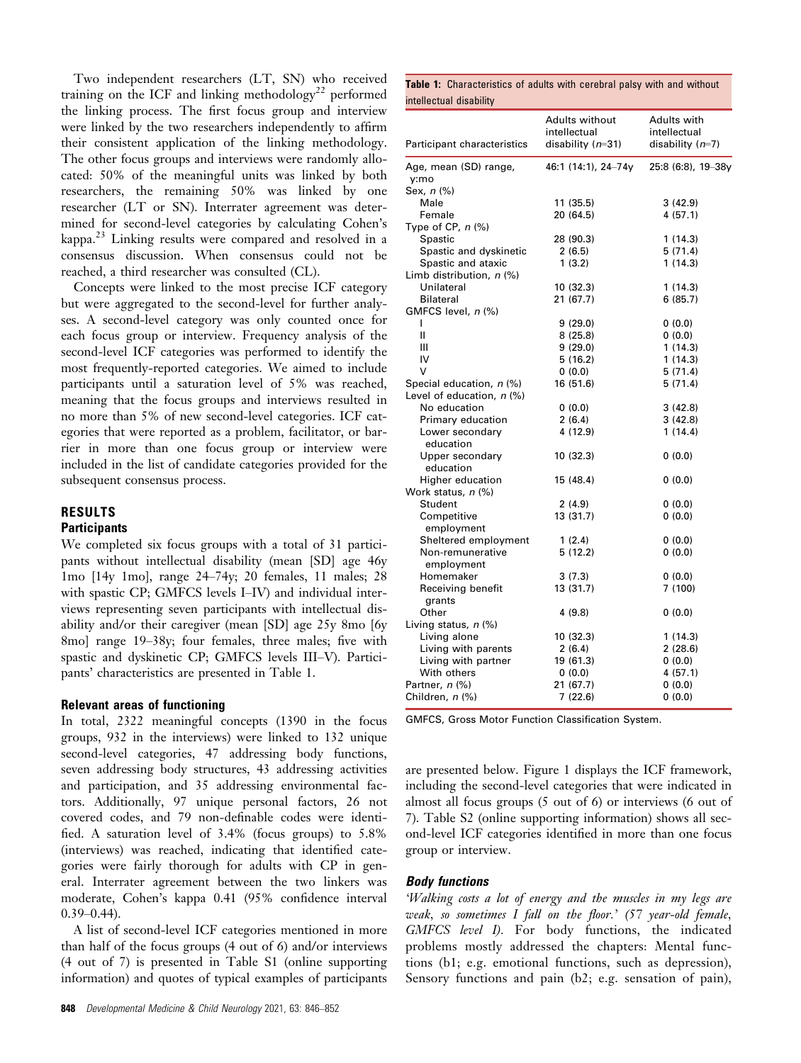Two independent researchers (LT, SN) who received training on the ICF and linking methodology[22] performed the linking process. The first focus group and interview were linked by the two researchers independently to affirm their consistent application of the linking methodology. The other focus groups and interviews were randomly allocated: 50% of the meaningful units was linked by both researchers, the remaining 50% was linked by one researcher (LT or SN). Interrater agreement was determined for second-level categories by calculating Cohen's kappa.[23] Linking results were compared and resolved in a consensus discussion. When consensus could not be reached, a third researcher was consulted (CL).

Concepts were linked to the most precise ICF category but were aggregated to the second-level for further analyses. A second-level category was only counted once for each focus group or interview. Frequency analysis of the second-level ICF categories was performed to identify the most frequently-reported categories. We aimed to include participants until a saturation level of 5% was reached, meaning that the focus groups and interviews resulted in no more than 5% of new second-level categories. ICF categories that were reported as a problem, facilitator, or barrier in more than one focus group or interview were included in the list of candidate categories provided for the subsequent consensus process.

## RESULTS

### Participants

We completed six focus groups with a total of 31 participants without intellectual disability (mean [SD] age 46y 1mo [14y 1mo], range 24–74y; 20 females, 11 males; 28 with spastic CP; GMFCS levels I–IV) and individual interviews representing seven participants with intellectual disability and/or their caregiver (mean [SD] age 25y 8mo [6y 8mo] range 19–38y; four females, three males; five with spastic and dyskinetic CP; GMFCS levels III–V). Participants' characteristics are presented in Table 1.

**Table 1:** Characteristics of adults with cerebral palsy with and without intellectual disability

| Participant characteristics | Adults without intellectual disability (*n*=31) | Adults with intellectual disability (*n*=7) |
|---|---|---|
| Age, mean (SD) range, y:mo | 46:1 (14:1), 24–74y | 25:8 (6:8), 19–38y |
| Sex, *n* (%) | | |
| Male | 11 (35.5) | 3 (42.9) |
| Female | 20 (64.5) | 4 (57.1) |
| Type of CP, *n* (%) | | |
| Spastic | 28 (90.3) | 1 (14.3) |
| Spastic and dyskinetic | 2 (6.5) | 5 (71.4) |
| Spastic and ataxic | 1 (3.2) | 1 (14.3) |
| Limb distribution, *n* (%) | | |
| Unilateral | 10 (32.3) | 1 (14.3) |
| Bilateral | 21 (67.7) | 6 (85.7) |
| GMFCS level, *n* (%) | | |
| I | 9 (29.0) | 0 (0.0) |
| II | 8 (25.8) | 0 (0.0) |
| III | 9 (29.0) | 1 (14.3) |
| IV | 5 (16.2) | 1 (14.3) |
| V | 0 (0.0) | 5 (71.4) |
| Special education, *n* (%) | 16 (51.6) | 5 (71.4) |
| Level of education, *n* (%) | | |
| No education | 0 (0.0) | 3 (42.8) |
| Primary education | 2 (6.4) | 3 (42.8) |
| Lower secondary education | 4 (12.9) | 1 (14.4) |
| Upper secondary education | 10 (32.3) | 0 (0.0) |
| Higher education | 15 (48.4) | 0 (0.0) |
| Work status, *n* (%) | | |
| Student | 2 (4.9) | 0 (0.0) |
| Competitive employment | 13 (31.7) | 0 (0.0) |
| Sheltered employment | 1 (2.4) | 0 (0.0) |
| Non-remunerative employment | 5 (12.2) | 0 (0.0) |
| Homemaker | 3 (7.3) | 0 (0.0) |
| Receiving benefit grants | 13 (31.7) | 7 (100) |
| Other | 4 (9.8) | 0 (0.0) |
| Living status, *n* (%) | | |
| Living alone | 10 (32.3) | 1 (14.3) |
| Living with parents | 2 (6.4) | 2 (28.6) |
| Living with partner | 19 (61.3) | 0 (0.0) |
| With others | 0 (0.0) | 4 (57.1) |
| Partner, *n* (%) | 21 (67.7) | 0 (0.0) |
| Children, *n* (%) | 7 (22.6) | 0 (0.0) |

GMFCS, Gross Motor Function Classification System.

### Relevant areas of functioning

In total, 2322 meaningful concepts (1390 in the focus groups, 932 in the interviews) were linked to 132 unique second-level categories, 47 addressing body functions, seven addressing body structures, 43 addressing activities and participation, and 35 addressing environmental factors. Additionally, 97 unique personal factors, 26 not covered codes, and 79 non-definable codes were identified. A saturation level of 3.4% (focus groups) to 5.8% (interviews) was reached, indicating that identified categories were fairly thorough for adults with CP in general. Interrater agreement between the two linkers was moderate, Cohen's kappa 0.41 (95% confidence interval 0.39–0.44).

A list of second-level ICF categories mentioned in more than half of the focus groups (4 out of 6) and/or interviews (4 out of 7) is presented in Table S1 (online supporting information) and quotes of typical examples of participants are presented below. Figure 1 displays the ICF framework, including the second-level categories that were indicated in almost all focus groups (5 out of 6) or interviews (6 out of 7). Table S2 (online supporting information) shows all second-level ICF categories identified in more than one focus group or interview.

#### *Body functions*

*'Walking costs a lot of energy and the muscles in my legs are weak, so sometimes I fall on the floor.' (57 year-old female, GMFCS level I).* For body functions, the indicated problems mostly addressed the chapters: Mental functions (b1; e.g. emotional functions, such as depression), Sensory functions and pain (b2; e.g. sensation of pain),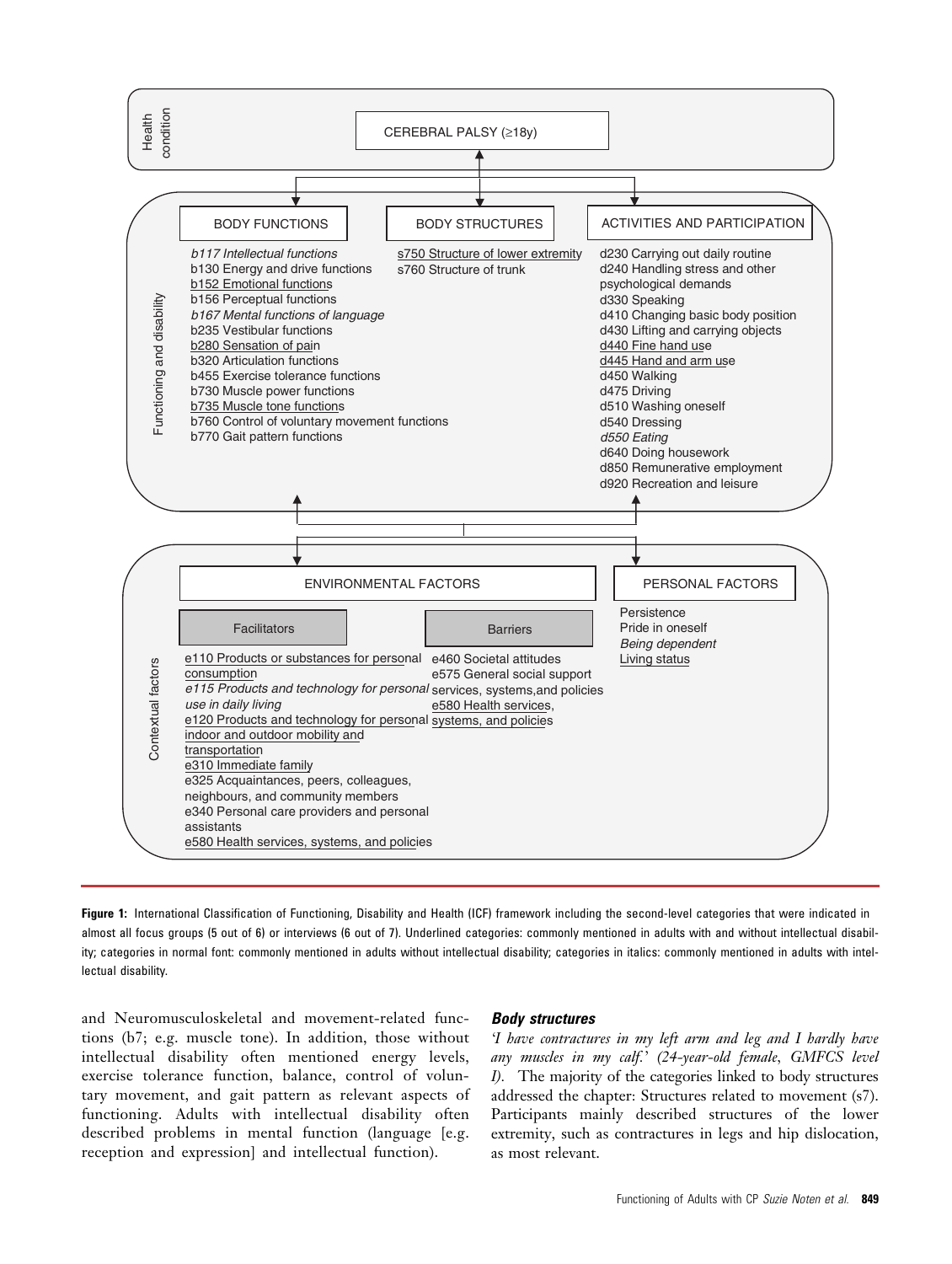Health condition

CEREBRAL PALSY (≥18y)

Functioning and disability

BODY FUNCTIONS

*b117 Intellectual functions*
b130 Energy and drive functions
b152 Emotional functions
b156 Perceptual functions
*b167 Mental functions of language*
b235 Vestibular functions
b280 Sensation of pain
b320 Articulation functions
b455 Exercise tolerance functions
b730 Muscle power functions
b735 Muscle tone functions
b760 Control of voluntary movement functions
b770 Gait pattern functions

BODY STRUCTURES

s750 Structure of lower extremity
s760 Structure of trunk

ACTIVITIES AND PARTICIPATION

d230 Carrying out daily routine
d240 Handling stress and other psychological demands
d330 Speaking
d410 Changing basic body position
d430 Lifting and carrying objects
d440 Fine hand use
d445 Hand and arm use
d450 Walking
d475 Driving
d510 Washing oneself
d540 Dressing
*d550 Eating*
d640 Doing housework
d850 Remunerative employment
d920 Recreation and leisure

Contextual factors

ENVIRONMENTAL FACTORS

Facilitators

e110 Products or substances for personal consumption
*e115 Products and technology for personal use in daily living*
e120 Products and technology for personal indoor and outdoor mobility and transportation
e310 Immediate family
e325 Acquaintances, peers, colleagues, neighbours, and community members
e340 Personal care providers and personal assistants
e580 Health services, systems, and policies

Barriers

e460 Societal attitudes
e575 General social support services, systems,and policies
e580 Health services, systems, and policies

PERSONAL FACTORS

Persistence
Pride in oneself
*Being dependent*
Living status

**Figure 1:** International Classification of Functioning, Disability and Health (ICF) framework including the second-level categories that were indicated in almost all focus groups (5 out of 6) or interviews (6 out of 7). Underlined categories: commonly mentioned in adults with and without intellectual disability; categories in normal font: commonly mentioned in adults without intellectual disability; categories in italics: commonly mentioned in adults with intellectual disability.

and Neuromusculoskeletal and movement-related functions (b7; e.g. muscle tone). In addition, those without intellectual disability often mentioned energy levels, exercise tolerance function, balance, control of voluntary movement, and gait pattern as relevant aspects of functioning. Adults with intellectual disability often described problems in mental function (language [e.g. reception and expression] and intellectual function).

### Body structures

*'I have contractures in my left arm and leg and I hardly have any muscles in my calf.' (24-year-old female, GMFCS level I).* The majority of the categories linked to body structures addressed the chapter: Structures related to movement (s7). Participants mainly described structures of the lower extremity, such as contractures in legs and hip dislocation, as most relevant.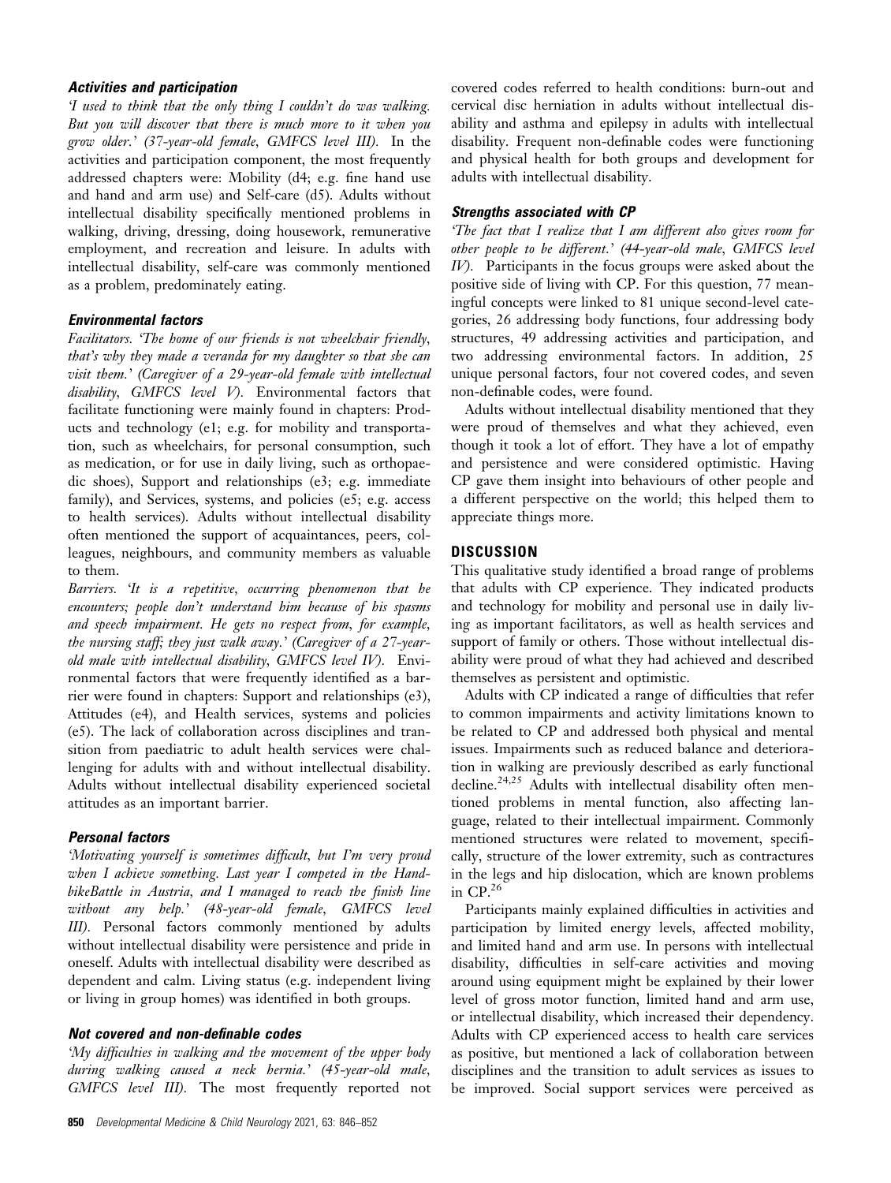### *Activities and participation*

*'I used to think that the only thing I couldn't do was walking. But you will discover that there is much more to it when you grow older.' (37-year-old female, GMFCS level III).* In the activities and participation component, the most frequently addressed chapters were: Mobility (d4; e.g. fine hand use and hand and arm use) and Self-care (d5). Adults without intellectual disability specifically mentioned problems in walking, driving, dressing, doing housework, remunerative employment, and recreation and leisure. In adults with intellectual disability, self-care was commonly mentioned as a problem, predominately eating.

### *Environmental factors*

*Facilitators. 'The home of our friends is not wheelchair friendly, that's why they made a veranda for my daughter so that she can visit them.' (Caregiver of a 29-year-old female with intellectual disability, GMFCS level V).* Environmental factors that facilitate functioning were mainly found in chapters: Products and technology (e1; e.g. for mobility and transportation, such as wheelchairs, for personal consumption, such as medication, or for use in daily living, such as orthopaedic shoes), Support and relationships (e3; e.g. immediate family), and Services, systems, and policies (e5; e.g. access to health services). Adults without intellectual disability often mentioned the support of acquaintances, peers, colleagues, neighbours, and community members as valuable to them.

*Barriers. 'It is a repetitive, occurring phenomenon that he encounters; people don't understand him because of his spasms and speech impairment. He gets no respect from, for example, the nursing staff; they just walk away.' (Caregiver of a 27-year-old male with intellectual disability, GMFCS level IV).* Environmental factors that were frequently identified as a barrier were found in chapters: Support and relationships (e3), Attitudes (e4), and Health services, systems and policies (e5). The lack of collaboration across disciplines and transition from paediatric to adult health services were challenging for adults with and without intellectual disability. Adults without intellectual disability experienced societal attitudes as an important barrier.

### *Personal factors*

*'Motivating yourself is sometimes difficult, but I'm very proud when I achieve something. Last year I competed in the HandbikeBattle in Austria, and I managed to reach the finish line without any help.' (48-year-old female, GMFCS level III).* Personal factors commonly mentioned by adults without intellectual disability were persistence and pride in oneself. Adults with intellectual disability were described as dependent and calm. Living status (e.g. independent living or living in group homes) was identified in both groups.

### *Not covered and non-definable codes*

*'My difficulties in walking and the movement of the upper body during walking caused a neck hernia.' (45-year-old male, GMFCS level III).* The most frequently reported not covered codes referred to health conditions: burn-out and cervical disc herniation in adults without intellectual disability and asthma and epilepsy in adults with intellectual disability. Frequent non-definable codes were functioning and physical health for both groups and development for adults with intellectual disability.

### *Strengths associated with CP*

*'The fact that I realize that I am different also gives room for other people to be different.' (44-year-old male, GMFCS level IV).* Participants in the focus groups were asked about the positive side of living with CP. For this question, 77 meaningful concepts were linked to 81 unique second-level categories, 26 addressing body functions, four addressing body structures, 49 addressing activities and participation, and two addressing environmental factors. In addition, 25 unique personal factors, four not covered codes, and seven non-definable codes, were found.

Adults without intellectual disability mentioned that they were proud of themselves and what they achieved, even though it took a lot of effort. They have a lot of empathy and persistence and were considered optimistic. Having CP gave them insight into behaviours of other people and a different perspective on the world; this helped them to appreciate things more.

## DISCUSSION

This qualitative study identified a broad range of problems that adults with CP experience. They indicated products and technology for mobility and personal use in daily living as important facilitators, as well as health services and support of family or others. Those without intellectual disability were proud of what they had achieved and described themselves as persistent and optimistic.

Adults with CP indicated a range of difficulties that refer to common impairments and activity limitations known to be related to CP and addressed both physical and mental issues. Impairments such as reduced balance and deterioration in walking are previously described as early functional decline.[24,25] Adults with intellectual disability often mentioned problems in mental function, also affecting language, related to their intellectual impairment. Commonly mentioned structures were related to movement, specifically, structure of the lower extremity, such as contractures in the legs and hip dislocation, which are known problems in CP.[26]

Participants mainly explained difficulties in activities and participation by limited energy levels, affected mobility, and limited hand and arm use. In persons with intellectual disability, difficulties in self-care activities and moving around using equipment might be explained by their lower level of gross motor function, limited hand and arm use, or intellectual disability, which increased their dependency. Adults with CP experienced access to health care services as positive, but mentioned a lack of collaboration between disciplines and the transition to adult services as issues to be improved. Social support services were perceived as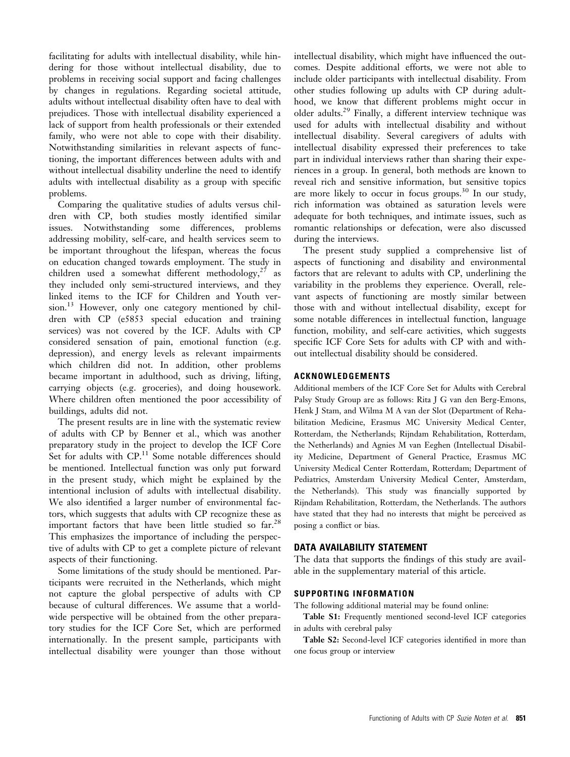facilitating for adults with intellectual disability, while hindering for those without intellectual disability, due to problems in receiving social support and facing challenges by changes in regulations. Regarding societal attitude, adults without intellectual disability often have to deal with prejudices. Those with intellectual disability experienced a lack of support from health professionals or their extended family, who were not able to cope with their disability. Notwithstanding similarities in relevant aspects of functioning, the important differences between adults with and without intellectual disability underline the need to identify adults with intellectual disability as a group with specific problems.

Comparing the qualitative studies of adults versus children with CP, both studies mostly identified similar issues. Notwithstanding some differences, problems addressing mobility, self-care, and health services seem to be important throughout the lifespan, whereas the focus on education changed towards employment. The study in children used a somewhat different methodology,[27] as they included only semi-structured interviews, and they linked items to the ICF for Children and Youth version.[13] However, only one category mentioned by children with CP (e5853 special education and training services) was not covered by the ICF. Adults with CP considered sensation of pain, emotional function (e.g. depression), and energy levels as relevant impairments which children did not. In addition, other problems became important in adulthood, such as driving, lifting, carrying objects (e.g. groceries), and doing housework. Where children often mentioned the poor accessibility of buildings, adults did not.

The present results are in line with the systematic review of adults with CP by Benner et al., which was another preparatory study in the project to develop the ICF Core Set for adults with CP.[11] Some notable differences should be mentioned. Intellectual function was only put forward in the present study, which might be explained by the intentional inclusion of adults with intellectual disability. We also identified a larger number of environmental factors, which suggests that adults with CP recognize these as important factors that have been little studied so far.[28] This emphasizes the importance of including the perspective of adults with CP to get a complete picture of relevant aspects of their functioning.

Some limitations of the study should be mentioned. Participants were recruited in the Netherlands, which might not capture the global perspective of adults with CP because of cultural differences. We assume that a worldwide perspective will be obtained from the other preparatory studies for the ICF Core Set, which are performed internationally. In the present sample, participants with intellectual disability were younger than those without intellectual disability, which might have influenced the outcomes. Despite additional efforts, we were not able to include older participants with intellectual disability. From other studies following up adults with CP during adulthood, we know that different problems might occur in older adults.[29] Finally, a different interview technique was used for adults with intellectual disability and without intellectual disability. Several caregivers of adults with intellectual disability expressed their preferences to take part in individual interviews rather than sharing their experiences in a group. In general, both methods are known to reveal rich and sensitive information, but sensitive topics are more likely to occur in focus groups.[30] In our study, rich information was obtained as saturation levels were adequate for both techniques, and intimate issues, such as romantic relationships or defecation, were also discussed during the interviews.

The present study supplied a comprehensive list of aspects of functioning and disability and environmental factors that are relevant to adults with CP, underlining the variability in the problems they experience. Overall, relevant aspects of functioning are mostly similar between those with and without intellectual disability, except for some notable differences in intellectual function, language function, mobility, and self-care activities, which suggests specific ICF Core Sets for adults with CP with and without intellectual disability should be considered.

## ACKNOWLEDGEMENTS

Additional members of the ICF Core Set for Adults with Cerebral Palsy Study Group are as follows: Rita J G van den Berg-Emons, Henk J Stam, and Wilma M A van der Slot (Department of Rehabilitation Medicine, Erasmus MC University Medical Center, Rotterdam, the Netherlands; Rijndam Rehabilitation, Rotterdam, the Netherlands) and Agnies M van Eeghen (Intellectual Disability Medicine, Department of General Practice, Erasmus MC University Medical Center Rotterdam, Rotterdam; Department of Pediatrics, Amsterdam University Medical Center, Amsterdam, the Netherlands). This study was financially supported by Rijndam Rehabilitation, Rotterdam, the Netherlands. The authors have stated that they had no interests that might be perceived as posing a conflict or bias.

## DATA AVAILABILITY STATEMENT

The data that supports the findings of this study are available in the supplementary material of this article.

## SUPPORTING INFORMATION

The following additional material may be found online:

**Table S1:** Frequently mentioned second-level ICF categories in adults with cerebral palsy

**Table S2:** Second-level ICF categories identified in more than one focus group or interview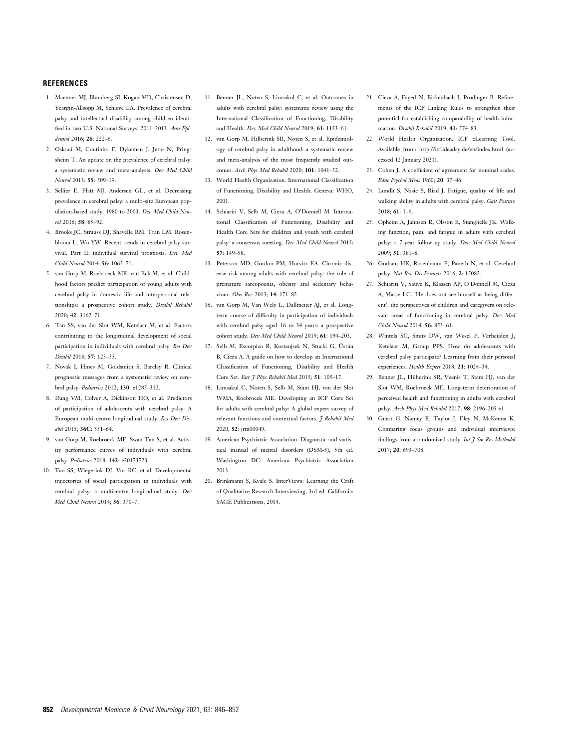## REFERENCES

1. Maenner MJ, Blumberg SJ, Kogan MD, Christensen D, Yeargin-Allsopp M, Schieve LA. Prevalence of cerebral palsy and intellectual disability among children identified in two U.S. National Surveys, 2011–2013. *Ann Epidemiol* 2016; **26**: 222–6.
2. Oskoui M, Coutinho F, Dykeman J, Jette N, Pringsheim T. An update on the prevalence of cerebral palsy: a systematic review and meta-analysis. *Dev Med Child Neurol* 2013; **55**: 509–19.
3. Sellier E, Platt MJ, Andersen GL, et al. Decreasing prevalence in cerebral palsy: a multi-site European population-based study, 1980 to 2003. *Dev Med Child Neurol* 2016; **58**: 85–92.
4. Brooks JC, Strauss DJ, Shavelle RM, Tran LM, Rosenbloom L, Wu YW. Recent trends in cerebral palsy survival. Part II: individual survival prognosis. *Dev Med Child Neurol* 2014; **56**: 1065–71.
5. van Gorp M, Roebroeck ME, van Eck M, et al. Childhood factors predict participation of young adults with cerebral palsy in domestic life and interpersonal relationships: a prospective cohort study. *Disabil Rehabil* 2020; **42**: 3162–71.
6. Tan SS, van der Slot WM, Ketelaar M, et al. Factors contributing to the longitudinal development of social participation in individuals with cerebral palsy. *Res Dev Disabil* 2016; **57**: 125–35.
7. Novak I, Hines M, Goldsmith S, Barclay R. Clinical prognostic messages from a systematic review on cerebral palsy. *Pediatrics* 2012; **130**: e1285–312.
8. Dang VM, Colver A, Dickinson HO, et al. Predictors of participation of adolescents with cerebral palsy: A European multi-centre longitudinal study. *Res Dev Disabil* 2015; **36C**: 551–64.
9. van Gorp M, Roebroeck ME, Swan Tan S, et al. Activity performance curves of individuals with cerebral palsy. *Pediatrics* 2018; **142**: e20173723.
10. Tan SS, Wiegerink DJ, Vos RC, et al. Developmental trajectories of social participation in individuals with cerebral palsy: a multicentre longitudinal study. *Dev Med Child Neurol* 2014; **56**: 370–7.
11. Benner JL, Noten S, Limsakul C, et al. Outcomes in adults with cerebral palsy: systematic review using the International Classification of Functioning, Disability and Health. *Dev Med Child Neurol* 2019; **61**: 1153–61.
12. van Gorp M, Hilberink SR, Noten S, et al. Epidemiology of cerebral palsy in adulthood: a systematic review and meta-analysis of the most frequently studied outcomes. *Arch Phys Med Rehabil* 2020; **101**: 1041–52.
13. World Health Organization. International Classification of Functioning, Disability and Health. Geneva: WHO, 2001.
14. Schiariti V, Selb M, Cieza A, O'Donnell M. International Classification of Functioning, Disability and Health Core Sets for children and youth with cerebral palsy: a consensus meeting. *Dev Med Child Neurol* 2015; **57**: 149–58.
15. Peterson MD, Gordon PM, Hurvitz EA. Chronic disease risk among adults with cerebral palsy: the role of premature sarcopoenia, obesity and sedentary behaviour. *Obes Rev* 2013; **14**: 171–82.
16. van Gorp M, Van Wely L, Dallmeijer AJ, et al. Long-term course of difficulty in participation of individuals with cerebral palsy aged 16 to 34 years: a prospective cohort study. *Dev Med Child Neurol* 2019; **61**: 194–203.
17. Selb M, Escorpizo R, Kostanjsek N, Stucki G, Üstün B, Cieza A. A guide on how to develop an International Classification of Functioning, Disability and Health Core Set. *Eur J Phys Rehabil Med* 2015; **51**: 105–17.
18. Limsakul C, Noten S, Selb M, Stam HJ, van der Slot WMA, Roebroeck ME. Developing an ICF Core Set for adults with cerebral palsy: A global expert survey of relevant functions and contextual factors. *J Rehabil Med* 2020; **52**: jrm00049.
19. American Psychiatric Association. Diagnostic and statistical manual of mental disorders (DSM-5), 5th ed. Washington DC: American Psychiatric Association 2013.
20. Brinkmann S, Kvale S. InterViews: Learning the Craft of Qualitative Research Interviewing, 3rd ed. California: SAGE Publications, 2014.
21. Cieza A, Fayed N, Bickenbach J, Prodinger B. Refinements of the ICF Linking Rules to strengthen their potential for establishing comparability of health information. *Disabil Rehabil* 2019; **41**: 574–83.
22. World Health Organization. ICF eLearning Tool. Available from: http://icf.ideaday.de/en/index.html (accessed 12 January 2021).
23. Cohen J. A coefficient of agreement for nominal scales. *Educ Psychol Meas* 1960; **20**: 37–46.
24. Lundh S, Nasic S, Riad J. Fatigue, quality of life and walking ability in adults with cerebral palsy. *Gait Posture* 2018; **61**: 1–6.
25. Opheim A, Jahnsen R, Olsson E, Stanghelle JK. Walking function, pain, and fatigue in adults with cerebral palsy: a 7-year follow-up study. *Dev Med Child Neurol* 2009; **51**: 381–8.
26. Graham HK, Rosenbaum P, Paneth N, et al. Cerebral palsy. *Nat Rev Dis Primers* 2016; **2**: 15082.
27. Schiariti V, Sauve K, Klassen AF, O'Donnell M, Cieza A, Masse LC. 'He does not see himself as being different': the perspectives of children and caregivers on relevant areas of functioning in cerebral palsy. *Dev Med Child Neurol* 2014; **56**: 853–61.
28. Wintels SC, Smits DW, van Wesel F, Verheijden J, Ketelaar M, Group PPS. How do adolescents with cerebral palsy participate? Learning from their personal experiences. *Health Expect* 2018; **21**: 1024–34.
29. Benner JL, Hilberink SR, Veenis T, Stam HJ, van der Slot WM, Roebroeck ME. Long-term deterioration of perceived health and functioning in adults with cerebral palsy. *Arch Phys Med Rehabil* 2017; **98**: 2196–205 e1.
30. Guest G, Namey E, Taylor J, Eley N, McKenna K. Comparing focus groups and individual interviews: findings from a randomized study. *Int J Soc Res Methodol* 2017; **20**: 693–708.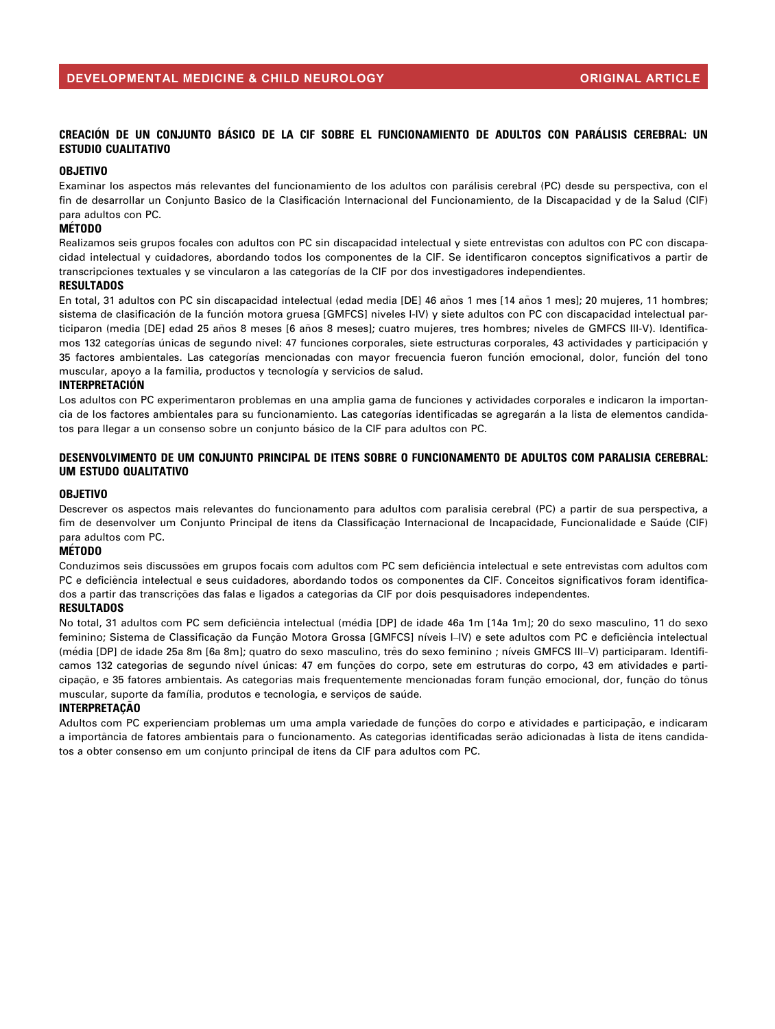# CREACIÓN DE UN CONJUNTO BÁSICO DE LA CIF SOBRE EL FUNCIONAMIENTO DE ADULTOS CON PARÁLISIS CEREBRAL: UN ESTUDIO CUALITATIVO

### OBJETIVO

Examinar los aspectos más relevantes del funcionamiento de los adultos con parálisis cerebral (PC) desde su perspectiva, con el fin de desarrollar un Conjunto Basico de la Clasificación Internacional del Funcionamiento, de la Discapacidad y de la Salud (CIF) para adultos con PC.

### MÉTODO

Realizamos seis grupos focales con adultos con PC sin discapacidad intelectual y siete entrevistas con adultos con PC con discapacidad intelectual y cuidadores, abordando todos los componentes de la CIF. Se identificaron conceptos significativos a partir de transcripciones textuales y se vincularon a las categorías de la CIF por dos investigadores independientes.

### RESULTADOS

En total, 31 adultos con PC sin discapacidad intelectual (edad media [DE] 46 años 1 mes [14 años 1 mes]; 20 mujeres, 11 hombres; sistema de clasificación de la función motora gruesa [GMFCS] niveles I-IV) y siete adultos con PC con discapacidad intelectual participaron (media [DE] edad 25 años 8 meses [6 años 8 meses]; cuatro mujeres, tres hombres; niveles de GMFCS III-V). Identificamos 132 categorías únicas de segundo nivel: 47 funciones corporales, siete estructuras corporales, 43 actividades y participación y 35 factores ambientales. Las categorías mencionadas con mayor frecuencia fueron función emocional, dolor, función del tono muscular, apoyo a la familia, productos y tecnología y servicios de salud.

### INTERPRETACIÓN

Los adultos con PC experimentaron problemas en una amplia gama de funciones y actividades corporales e indicaron la importancia de los factores ambientales para su funcionamiento. Las categorías identificadas se agregarán a la lista de elementos candidatos para llegar a un consenso sobre un conjunto básico de la CIF para adultos con PC.

# DESENVOLVIMENTO DE UM CONJUNTO PRINCIPAL DE ITENS SOBRE O FUNCIONAMENTO DE ADULTOS COM PARALISIA CEREBRAL: UM ESTUDO QUALITATIVO

### OBJETIVO

Descrever os aspectos mais relevantes do funcionamento para adultos com paralisia cerebral (PC) a partir de sua perspectiva, a fim de desenvolver um Conjunto Principal de itens da Classificação Internacional de Incapacidade, Funcionalidade e Saúde (CIF) para adultos com PC.

### MÉTODO

Conduzimos seis discussões em grupos focais com adultos com PC sem deficiência intelectual e sete entrevistas com adultos com PC e deficiência intelectual e seus cuidadores, abordando todos os componentes da CIF. Conceitos significativos foram identificados a partir das transcrições das falas e ligados a categorias da CIF por dois pesquisadores independentes.

### RESULTADOS

No total, 31 adultos com PC sem deficiência intelectual (média [DP] de idade 46a 1m [14a 1m]; 20 do sexo masculino, 11 do sexo feminino; Sistema de Classificação da Função Motora Grossa [GMFCS] níveis I–IV) e sete adultos com PC e deficiência intelectual (média [DP] de idade 25a 8m [6a 8m]; quatro do sexo masculino, três do sexo feminino ; níveis GMFCS III–V) participaram. Identificamos 132 categorias de segundo nível únicas: 47 em funções do corpo, sete em estruturas do corpo, 43 em atividades e participação, e 35 fatores ambientais. As categorias mais frequentemente mencionadas foram função emocional, dor, função do tônus muscular, suporte da família, produtos e tecnologia, e serviços de saúde.

### INTERPRETAÇÃO

Adultos com PC experienciam problemas um uma ampla variedade de funções do corpo e atividades e participação, e indicaram a importância de fatores ambientais para o funcionamento. As categorias identificadas serão adicionadas à lista de itens candidatos a obter consenso em um conjunto principal de itens da CIF para adultos com PC.